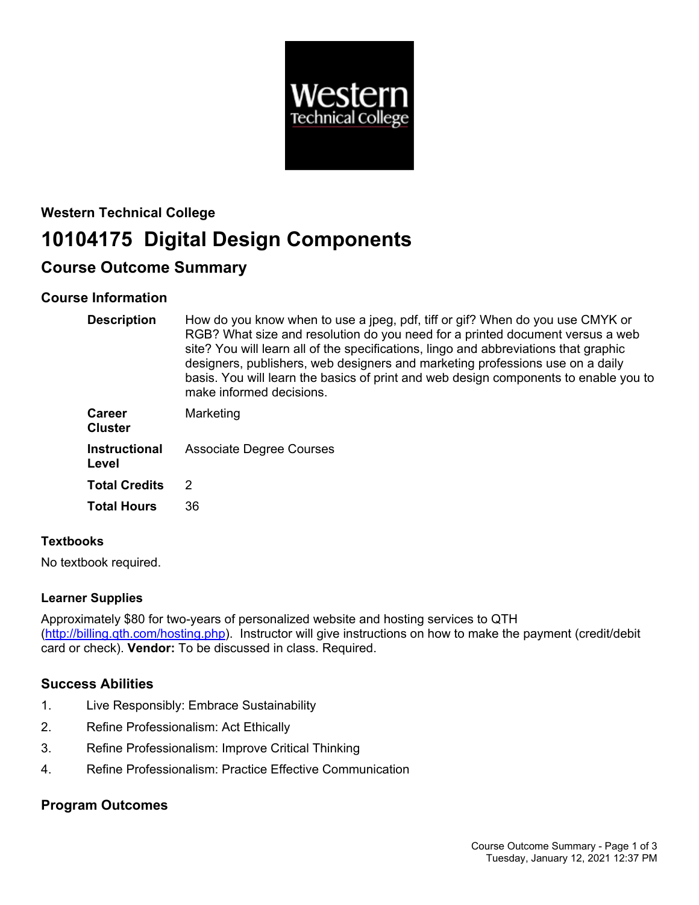**Western Technical College**

# 10104175 Digital Design Components

## Course Outcome Summary

### Course Information

| | |
|---|---|
| **Description** | How do you know when to use a jpeg, pdf, tiff or gif? When do you use CMYK or RGB? What size and resolution do you need for a printed document versus a web site? You will learn all of the specifications, lingo and abbreviations that graphic designers, publishers, web designers and marketing professions use on a daily basis. You will learn the basics of print and web design components to enable you to make informed decisions. |
| **Career Cluster** | Marketing |
| **Instructional Level** | Associate Degree Courses |
| **Total Credits** | 2 |
| **Total Hours** | 36 |

### Textbooks

No textbook required.

### Learner Supplies

Approximately $80 for two-years of personalized website and hosting services to QTH (http://billing.qth.com/hosting.php). Instructor will give instructions on how to make the payment (credit/debit card or check). **Vendor:** To be discussed in class. Required.

### Success Abilities

1. Live Responsibly: Embrace Sustainability
2. Refine Professionalism: Act Ethically
3. Refine Professionalism: Improve Critical Thinking
4. Refine Professionalism: Practice Effective Communication

### Program Outcomes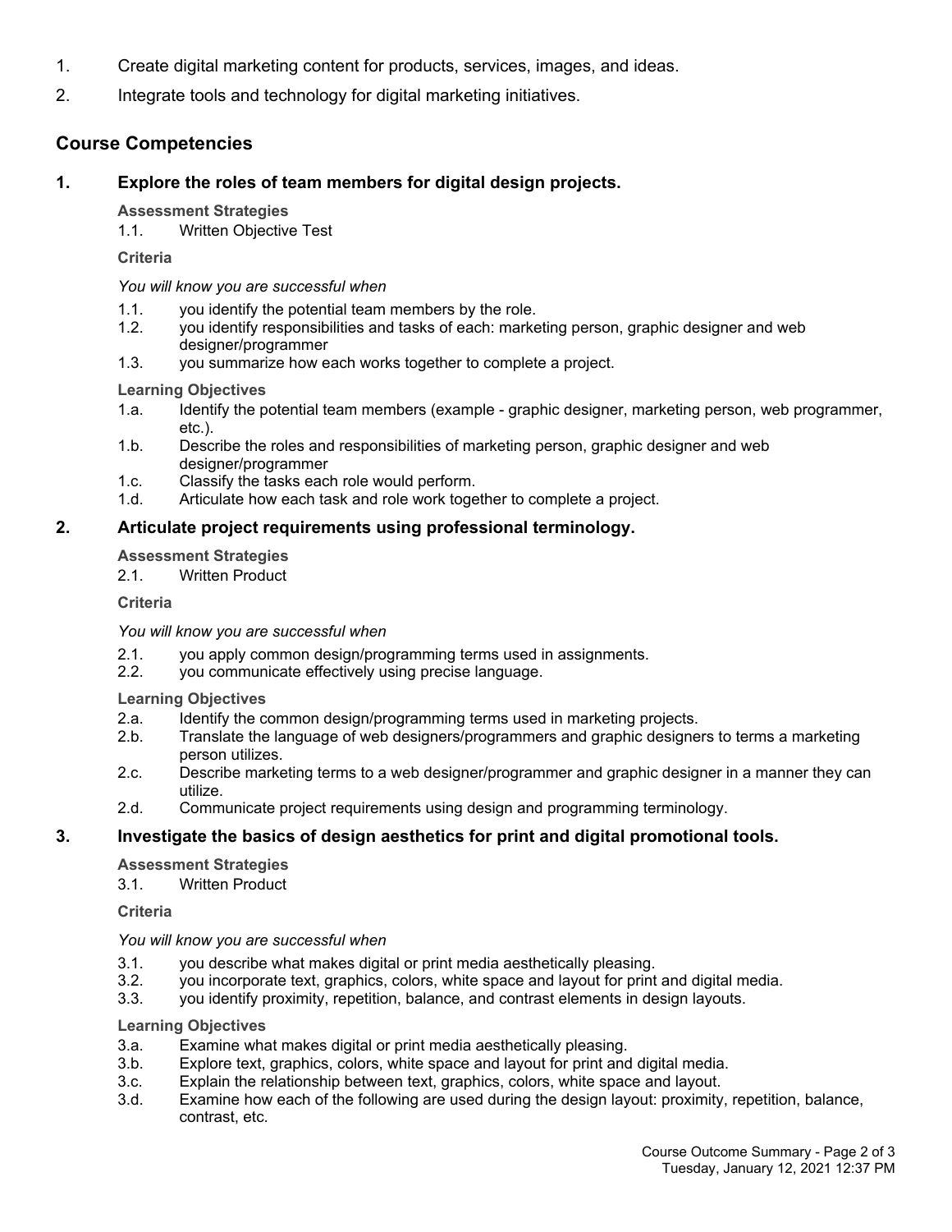1. Create digital marketing content for products, services, images, and ideas.
2. Integrate tools and technology for digital marketing initiatives.

## Course Competencies

### 1. Explore the roles of team members for digital design projects.

**Assessment Strategies**

1.1. Written Objective Test

**Criteria**

*You will know you are successful when*

1.1. you identify the potential team members by the role.
1.2. you identify responsibilities and tasks of each: marketing person, graphic designer and web designer/programmer
1.3. you summarize how each works together to complete a project.

**Learning Objectives**

1.a. Identify the potential team members (example - graphic designer, marketing person, web programmer, etc.).
1.b. Describe the roles and responsibilities of marketing person, graphic designer and web designer/programmer
1.c. Classify the tasks each role would perform.
1.d. Articulate how each task and role work together to complete a project.

### 2. Articulate project requirements using professional terminology.

**Assessment Strategies**

2.1. Written Product

**Criteria**

*You will know you are successful when*

2.1. you apply common design/programming terms used in assignments.
2.2. you communicate effectively using precise language.

**Learning Objectives**

2.a. Identify the common design/programming terms used in marketing projects.
2.b. Translate the language of web designers/programmers and graphic designers to terms a marketing person utilizes.
2.c. Describe marketing terms to a web designer/programmer and graphic designer in a manner they can utilize.
2.d. Communicate project requirements using design and programming terminology.

### 3. Investigate the basics of design aesthetics for print and digital promotional tools.

**Assessment Strategies**

3.1. Written Product

**Criteria**

*You will know you are successful when*

3.1. you describe what makes digital or print media aesthetically pleasing.
3.2. you incorporate text, graphics, colors, white space and layout for print and digital media.
3.3. you identify proximity, repetition, balance, and contrast elements in design layouts.

**Learning Objectives**

3.a. Examine what makes digital or print media aesthetically pleasing.
3.b. Explore text, graphics, colors, white space and layout for print and digital media.
3.c. Explain the relationship between text, graphics, colors, white space and layout.
3.d. Examine how each of the following are used during the design layout: proximity, repetition, balance, contrast, etc.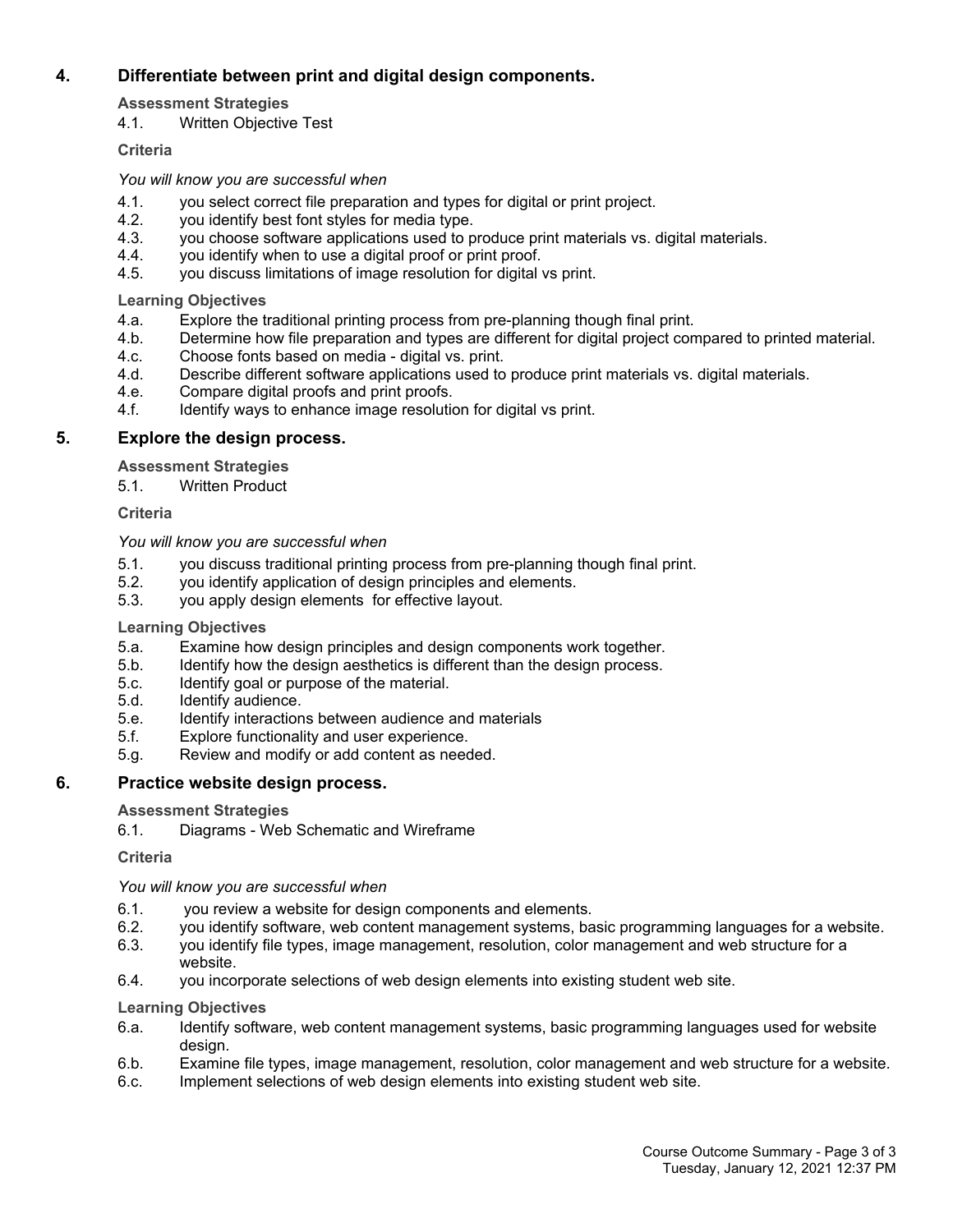## 4. Differentiate between print and digital design components.

**Assessment Strategies**

4.1. Written Objective Test

**Criteria**

*You will know you are successful when*

4.1. you select correct file preparation and types for digital or print project.
4.2. you identify best font styles for media type.
4.3. you choose software applications used to produce print materials vs. digital materials.
4.4. you identify when to use a digital proof or print proof.
4.5. you discuss limitations of image resolution for digital vs print.

**Learning Objectives**

4.a. Explore the traditional printing process from pre-planning though final print.
4.b. Determine how file preparation and types are different for digital project compared to printed material.
4.c. Choose fonts based on media - digital vs. print.
4.d. Describe different software applications used to produce print materials vs. digital materials.
4.e. Compare digital proofs and print proofs.
4.f. Identify ways to enhance image resolution for digital vs print.

## 5. Explore the design process.

**Assessment Strategies**

5.1. Written Product

**Criteria**

*You will know you are successful when*

5.1. you discuss traditional printing process from pre-planning though final print.
5.2. you identify application of design principles and elements.
5.3. you apply design elements for effective layout.

**Learning Objectives**

5.a. Examine how design principles and design components work together.
5.b. Identify how the design aesthetics is different than the design process.
5.c. Identify goal or purpose of the material.
5.d. Identify audience.
5.e. Identify interactions between audience and materials
5.f. Explore functionality and user experience.
5.g. Review and modify or add content as needed.

## 6. Practice website design process.

**Assessment Strategies**

6.1. Diagrams - Web Schematic and Wireframe

**Criteria**

*You will know you are successful when*

6.1. you review a website for design components and elements.
6.2. you identify software, web content management systems, basic programming languages for a website.
6.3. you identify file types, image management, resolution, color management and web structure for a website.
6.4. you incorporate selections of web design elements into existing student web site.

**Learning Objectives**

6.a. Identify software, web content management systems, basic programming languages used for website design.
6.b. Examine file types, image management, resolution, color management and web structure for a website.
6.c. Implement selections of web design elements into existing student web site.